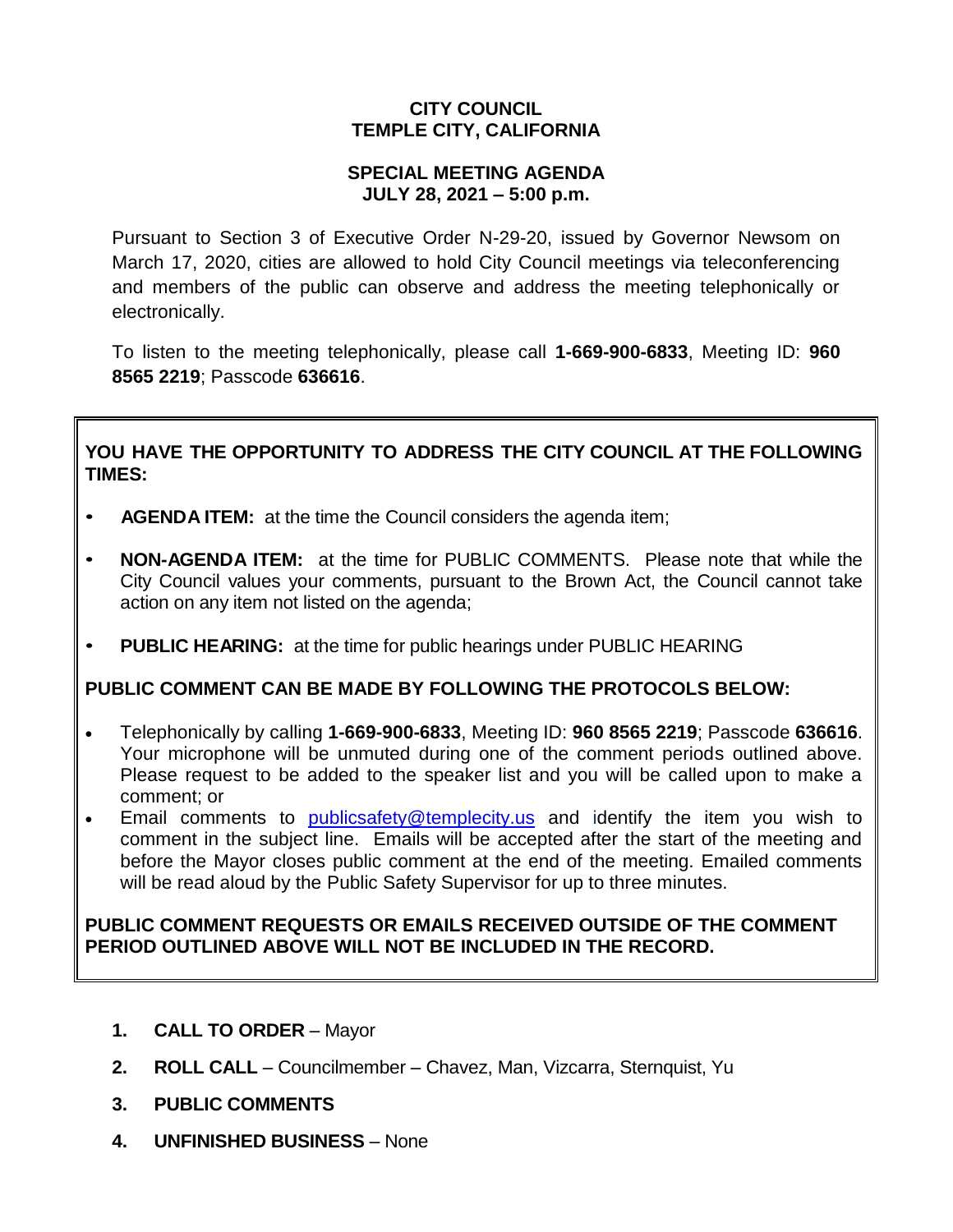# CITY COUNCIL
# TEMPLE CITY, CALIFORNIA

## SPECIAL MEETING AGENDA
## JULY 28, 2021 – 5:00 p.m.

Pursuant to Section 3 of Executive Order N-29-20, issued by Governor Newsom on March 17, 2020, cities are allowed to hold City Council meetings via teleconferencing and members of the public can observe and address the meeting telephonically or electronically.

To listen to the meeting telephonically, please call **1-669-900-6833**, Meeting ID: **960 8565 2219**; Passcode **636616**.

**YOU HAVE THE OPPORTUNITY TO ADDRESS THE CITY COUNCIL AT THE FOLLOWING TIMES:**

- **AGENDA ITEM:** at the time the Council considers the agenda item;
- **NON-AGENDA ITEM:** at the time for PUBLIC COMMENTS. Please note that while the City Council values your comments, pursuant to the Brown Act, the Council cannot take action on any item not listed on the agenda;
- **PUBLIC HEARING:** at the time for public hearings under PUBLIC HEARING

**PUBLIC COMMENT CAN BE MADE BY FOLLOWING THE PROTOCOLS BELOW:**

- Telephonically by calling **1-669-900-6833**, Meeting ID: **960 8565 2219**; Passcode **636616**. Your microphone will be unmuted during one of the comment periods outlined above. Please request to be added to the speaker list and you will be called upon to make a comment; or
- Email comments to publicsafety@templecity.us and identify the item you wish to comment in the subject line. Emails will be accepted after the start of the meeting and before the Mayor closes public comment at the end of the meeting. Emailed comments will be read aloud by the Public Safety Supervisor for up to three minutes.

**PUBLIC COMMENT REQUESTS OR EMAILS RECEIVED OUTSIDE OF THE COMMENT PERIOD OUTLINED ABOVE WILL NOT BE INCLUDED IN THE RECORD.**

1. **CALL TO ORDER** – Mayor
2. **ROLL CALL** – Councilmember – Chavez, Man, Vizcarra, Sternquist, Yu
3. **PUBLIC COMMENTS**
4. **UNFINISHED BUSINESS** – None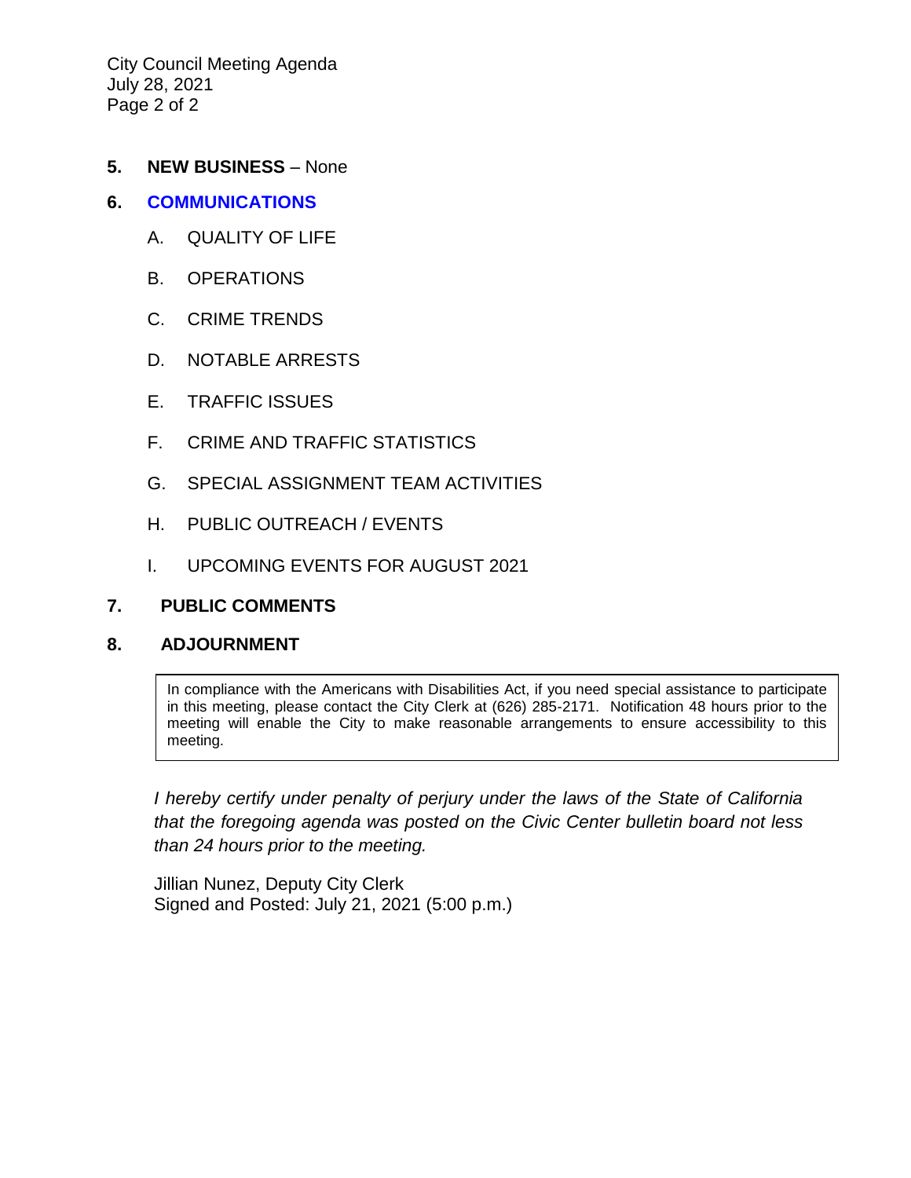**5. NEW BUSINESS** – None

**6. COMMUNICATIONS**

A. QUALITY OF LIFE

B. OPERATIONS

C. CRIME TRENDS

D. NOTABLE ARRESTS

E. TRAFFIC ISSUES

F. CRIME AND TRAFFIC STATISTICS

G. SPECIAL ASSIGNMENT TEAM ACTIVITIES

H. PUBLIC OUTREACH / EVENTS

I. UPCOMING EVENTS FOR AUGUST 2021

**7. PUBLIC COMMENTS**

**8. ADJOURNMENT**

| |
|---|
| In compliance with the Americans with Disabilities Act, if you need special assistance to participate in this meeting, please contact the City Clerk at (626) 285-2171. Notification 48 hours prior to the meeting will enable the City to make reasonable arrangements to ensure accessibility to this meeting. |

*I hereby certify under penalty of perjury under the laws of the State of California that the foregoing agenda was posted on the Civic Center bulletin board not less than 24 hours prior to the meeting.*

Jillian Nunez, Deputy City Clerk
Signed and Posted: July 21, 2021 (5:00 p.m.)